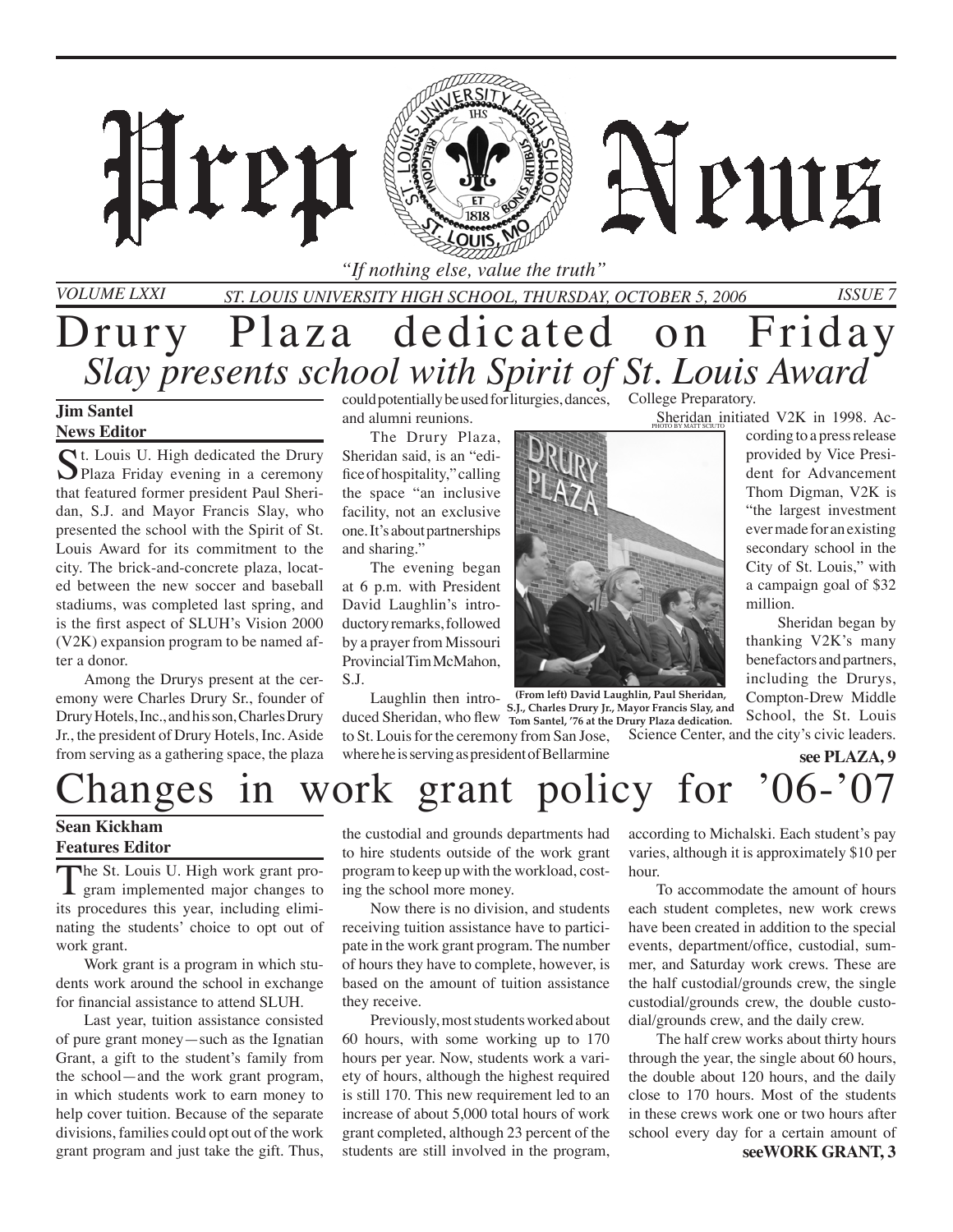# Prep News

*"If nothing else, value the truth"*

VOLUME LXXI — ST. LOUIS UNIVERSITY HIGH SCHOOL, THURSDAY, OCTOBER 5, 2006 — ISSUE 7

## Drury Plaza dedicated on Friday

### *Slay presents school with Spirit of St. Louis Award*

**Jim Santel**
**News Editor**

St. Louis U. High dedicated the Drury Plaza Friday evening in a ceremony that featured former president Paul Sheridan, S.J. and Mayor Francis Slay, who presented the school with the Spirit of St. Louis Award for its commitment to the city. The brick-and-concrete plaza, located between the new soccer and baseball stadiums, was completed last spring, and is the first aspect of SLUH's Vision 2000 (V2K) expansion program to be named after a donor.

Among the Drurys present at the ceremony were Charles Drury Sr., founder of Drury Hotels, Inc., and his son, Charles Drury Jr., the president of Drury Hotels, Inc. Aside from serving as a gathering space, the plaza could potentially be used for liturgies, dances, and alumni reunions.

The Drury Plaza, Sheridan said, is an "edifice of hospitality," calling the space "an inclusive facility, not an exclusive one. It's about partnerships and sharing."

The evening began at 6 p.m. with President David Laughlin's introductory remarks, followed by a prayer from Missouri Provincial Tim McMahon, S.J.

Laughlin then introduced Sheridan, who flew to St. Louis for the ceremony from San Jose, where he is serving as president of Bellarmine College Preparatory.

PHOTO BY MATT SCIUTO

**(From left) David Laughlin, Paul Sheridan, S.J., Charles Drury Jr., Mayor Francis Slay, and Tom Santel, '76 at the Drury Plaza dedication.**

Sheridan initiated V2K in 1998. According to a press release provided by Vice President for Advancement Thom Digman, V2K is "the largest investment ever made for an existing secondary school in the City of St. Louis," with a campaign goal of $32 million.

Sheridan began by thanking V2K's many benefactors and partners, including the Drurys, Compton-Drew Middle School, the St. Louis Science Center, and the city's civic leaders.

**see PLAZA, 9**

## Changes in work grant policy for '06-'07

**Sean Kickham**
**Features Editor**

The St. Louis U. High work grant program implemented major changes to its procedures this year, including eliminating the students' choice to opt out of work grant.

Work grant is a program in which students work around the school in exchange for financial assistance to attend SLUH.

Last year, tuition assistance consisted of pure grant money—such as the Ignatian Grant, a gift to the student's family from the school—and the work grant program, in which students work to earn money to help cover tuition. Because of the separate divisions, families could opt out of the work grant program and just take the gift. Thus, the custodial and grounds departments had to hire students outside of the work grant program to keep up with the workload, costing the school more money.

Now there is no division, and students receiving tuition assistance have to participate in the work grant program. The number of hours they have to complete, however, is based on the amount of tuition assistance they receive.

Previously, most students worked about 60 hours, with some working up to 170 hours per year. Now, students work a variety of hours, although the highest required is still 170. This new requirement led to an increase of about 5,000 total hours of work grant completed, although 23 percent of the students are still involved in the program, according to Michalski. Each student's pay varies, although it is approximately $10 per hour.

To accommodate the amount of hours each student completes, new work crews have been created in addition to the special events, department/office, custodial, summer, and Saturday work crews. These are the half custodial/grounds crew, the single custodial/grounds crew, the double custodial/grounds crew, and the daily crew.

The half crew works about thirty hours through the year, the single about 60 hours, the double about 120 hours, and the daily close to 170 hours. Most of the students in these crews work one or two hours after school every day for a certain amount of

**see WORK GRANT, 3**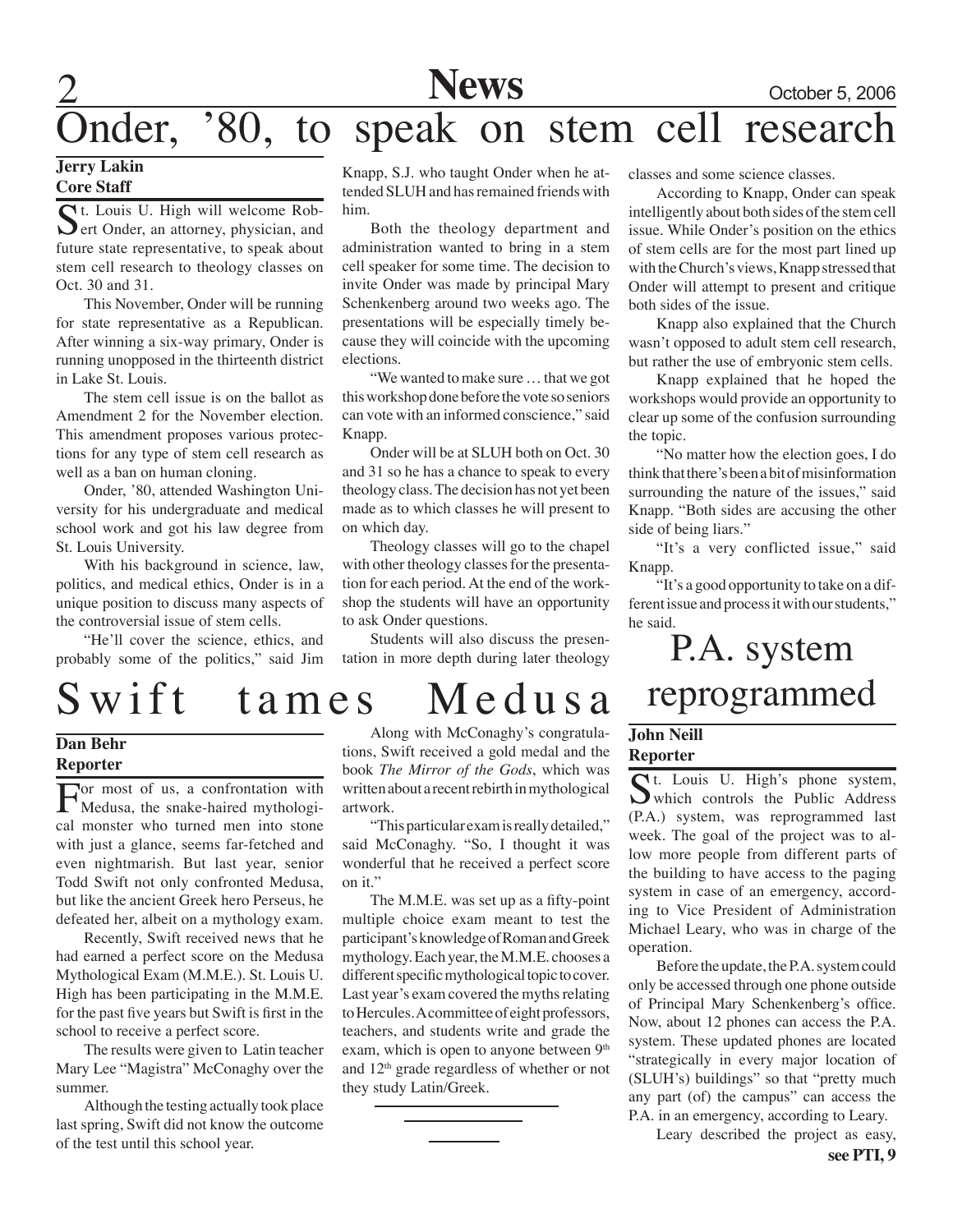# Onder, '80, to speak on stem cell research

**Jerry Lakin**
**Core Staff**

St. Louis U. High will welcome Robert Onder, an attorney, physician, and future state representative, to speak about stem cell research to theology classes on Oct. 30 and 31.

This November, Onder will be running for state representative as a Republican. After winning a six-way primary, Onder is running unopposed in the thirteenth district in Lake St. Louis.

The stem cell issue is on the ballot as Amendment 2 for the November election. This amendment proposes various protections for any type of stem cell research as well as a ban on human cloning.

Onder, '80, attended Washington University for his undergraduate and medical school work and got his law degree from St. Louis University.

With his background in science, law, politics, and medical ethics, Onder is in a unique position to discuss many aspects of the controversial issue of stem cells.

"He'll cover the science, ethics, and probably some of the politics," said Jim Knapp, S.J. who taught Onder when he attended SLUH and has remained friends with him.

Both the theology department and administration wanted to bring in a stem cell speaker for some time. The decision to invite Onder was made by principal Mary Schenkenberg around two weeks ago. The presentations will be especially timely because they will coincide with the upcoming elections.

"We wanted to make sure … that we got this workshop done before the vote so seniors can vote with an informed conscience," said Knapp.

Onder will be at SLUH both on Oct. 30 and 31 so he has a chance to speak to every theology class. The decision has not yet been made as to which classes he will present to on which day.

Theology classes will go to the chapel with other theology classes for the presentation for each period. At the end of the workshop the students will have an opportunity to ask Onder questions.

Students will also discuss the presentation in more depth during later theology classes and some science classes.

According to Knapp, Onder can speak intelligently about both sides of the stem cell issue. While Onder's position on the ethics of stem cells are for the most part lined up with the Church's views, Knapp stressed that Onder will attempt to present and critique both sides of the issue.

Knapp also explained that the Church wasn't opposed to adult stem cell research, but rather the use of embryonic stem cells.

Knapp explained that he hoped the workshops would provide an opportunity to clear up some of the confusion surrounding the topic.

"No matter how the election goes, I do think that there's been a bit of misinformation surrounding the nature of the issues," said Knapp. "Both sides are accusing the other side of being liars."

"It's a very conflicted issue," said Knapp.

"It's a good opportunity to take on a different issue and process it with our students," he said.

# Swift tames Medusa

**Dan Behr**
**Reporter**

For most of us, a confrontation with Medusa, the snake-haired mythological monster who turned men into stone with just a glance, seems far-fetched and even nightmarish. But last year, senior Todd Swift not only confronted Medusa, he defeated her, albeit on a mythology exam.

Recently, Swift received news that he had earned a perfect score on the Medusa Mythological Exam (M.M.E.). St. Louis U. High has been participating in the M.M.E. for the past five years but Swift is first in the school to receive a perfect score.

The results were given to Latin teacher Mary Lee "Magistra" McConaghy over the summer.

Although the testing actually took place last spring, Swift did not know the outcome of the test until this school year.

Along with McConaghy's congratulations, Swift received a gold medal and the book *The Mirror of the Gods*, which was written about a recent rebirth in mythological artwork.

"This particular exam is really detailed," said McConaghy. "So, I thought it was wonderful that he received a perfect score on it."

The M.M.E. was set up as a fifty-point multiple choice exam meant to test the participant's knowledge of Roman and Greek mythology. Each year, the M.M.E. chooses a different specific mythological topic to cover. Last year's exam covered the myths relating to Hercules. A committee of eight professors, teachers, and students write and grade the exam, which is open to anyone between 9th and 12th grade regardless of whether or not they study Latin/Greek.

# P.A. system reprogrammed

**John Neill**
**Reporter**

St. Louis U. High's phone system, which controls the Public Address (P.A.) system, was reprogrammed last week. The goal of the project was to allow more people from different parts of the building to have access to the paging system in case of an emergency, according to Vice President of Administration Michael Leary, who was in charge of the operation.

Before the update, the P.A. system could only be accessed through one phone outside of Principal Mary Schenkenberg's office. Now, about 12 phones can access the P.A. system. These updated phones are located "strategically in every major location of (SLUH's) buildings" so that "pretty much any part (of) the campus" can access the P.A. in an emergency, according to Leary.

Leary described the project as easy,

**see PTI, 9**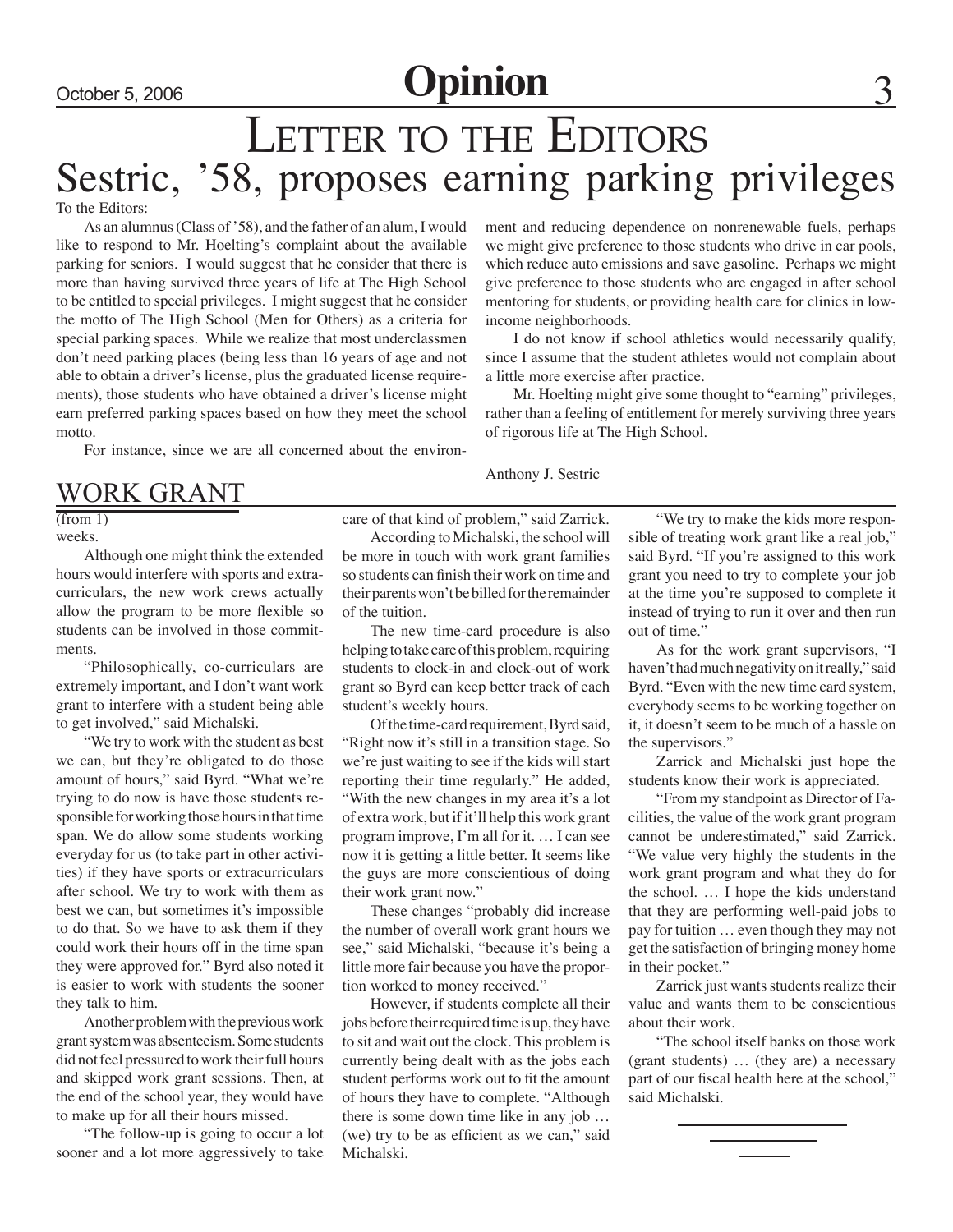# Letter to the Editors

## Sestric, '58, proposes earning parking privileges

To the Editors:

As an alumnus (Class of '58), and the father of an alum, I would like to respond to Mr. Hoelting's complaint about the available parking for seniors. I would suggest that he consider that there is more than having survived three years of life at The High School to be entitled to special privileges. I might suggest that he consider the motto of The High School (Men for Others) as a criteria for special parking spaces. While we realize that most underclassmen don't need parking places (being less than 16 years of age and not able to obtain a driver's license, plus the graduated license requirements), those students who have obtained a driver's license might earn preferred parking spaces based on how they meet the school motto.

For instance, since we are all concerned about the environment and reducing dependence on nonrenewable fuels, perhaps we might give preference to those students who drive in car pools, which reduce auto emissions and save gasoline. Perhaps we might give preference to those students who are engaged in after school mentoring for students, or providing health care for clinics in low-income neighborhoods.

I do not know if school athletics would necessarily qualify, since I assume that the student athletes would not complain about a little more exercise after practice.

Mr. Hoelting might give some thought to "earning" privileges, rather than a feeling of entitlement for merely surviving three years of rigorous life at The High School.

Anthony J. Sestric

## WORK GRANT

(from 1)

weeks.

Although one might think the extended hours would interfere with sports and extracurriculars, the new work crews actually allow the program to be more flexible so students can be involved in those commitments.

"Philosophically, co-curriculars are extremely important, and I don't want work grant to interfere with a student being able to get involved," said Michalski.

"We try to work with the student as best we can, but they're obligated to do those amount of hours," said Byrd. "What we're trying to do now is have those students responsible for working those hours in that time span. We do allow some students working everyday for us (to take part in other activities) if they have sports or extracurriculars after school. We try to work with them as best we can, but sometimes it's impossible to do that. So we have to ask them if they could work their hours off in the time span they were approved for." Byrd also noted it is easier to work with students the sooner they talk to him.

Another problem with the previous work grant system was absenteeism. Some students did not feel pressured to work their full hours and skipped work grant sessions. Then, at the end of the school year, they would have to make up for all their hours missed.

"The follow-up is going to occur a lot sooner and a lot more aggressively to take care of that kind of problem," said Zarrick.

According to Michalski, the school will be more in touch with work grant families so students can finish their work on time and their parents won't be billed for the remainder of the tuition.

The new time-card procedure is also helping to take care of this problem, requiring students to clock-in and clock-out of work grant so Byrd can keep better track of each student's weekly hours.

Of the time-card requirement, Byrd said, "Right now it's still in a transition stage. So we're just waiting to see if the kids will start reporting their time regularly." He added, "With the new changes in my area it's a lot of extra work, but if it'll help this work grant program improve, I'm all for it. … I can see now it is getting a little better. It seems like the guys are more conscientious of doing their work grant now."

These changes "probably did increase the number of overall work grant hours we see," said Michalski, "because it's being a little more fair because you have the proportion worked to money received."

However, if students complete all their jobs before their required time is up, they have to sit and wait out the clock. This problem is currently being dealt with as the jobs each student performs work out to fit the amount of hours they have to complete. "Although there is some down time like in any job … (we) try to be as efficient as we can," said Michalski.

"We try to make the kids more responsible of treating work grant like a real job," said Byrd. "If you're assigned to this work grant you need to try to complete your job at the time you're supposed to complete it instead of trying to run it over and then run out of time."

As for the work grant supervisors, "I haven't had much negativity on it really," said Byrd. "Even with the new time card system, everybody seems to be working together on it, it doesn't seem to be much of a hassle on the supervisors."

Zarrick and Michalski just hope the students know their work is appreciated.

"From my standpoint as Director of Facilities, the value of the work grant program cannot be underestimated," said Zarrick. "We value very highly the students in the work grant program and what they do for the school. … I hope the kids understand that they are performing well-paid jobs to pay for tuition … even though they may not get the satisfaction of bringing money home in their pocket."

Zarrick just wants students realize their value and wants them to be conscientious about their work.

"The school itself banks on those work (grant students) … (they are) a necessary part of our fiscal health here at the school," said Michalski.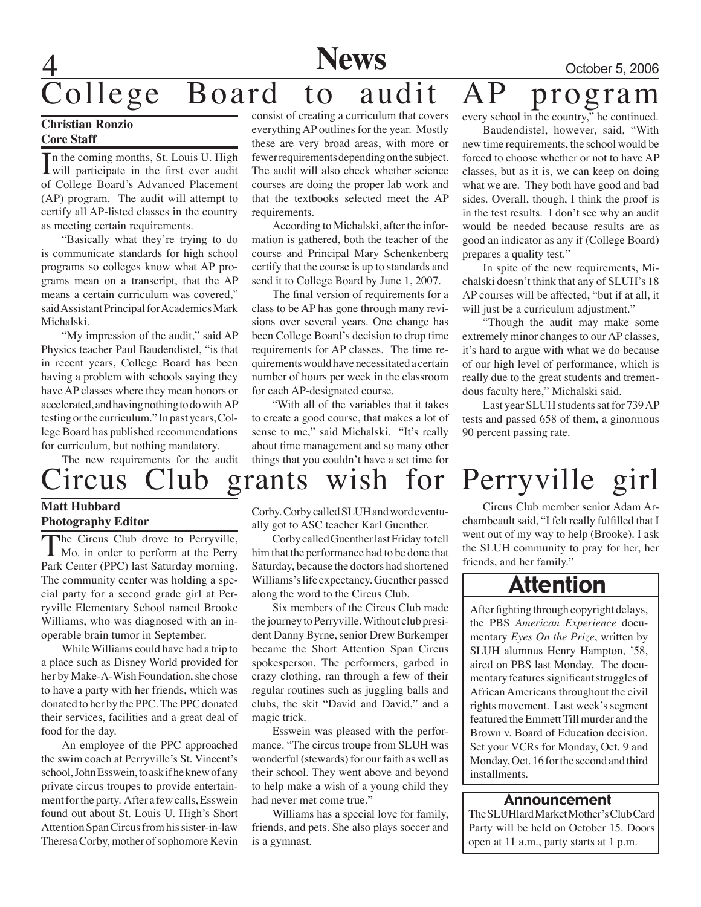# College Board to audit AP program

**Christian Ronzio**
**Core Staff**

In the coming months, St. Louis U. High will participate in the first ever audit of College Board's Advanced Placement (AP) program. The audit will attempt to certify all AP-listed classes in the country as meeting certain requirements.

"Basically what they're trying to do is communicate standards for high school programs so colleges know what AP programs mean on a transcript, that the AP means a certain curriculum was covered," said Assistant Principal for Academics Mark Michalski.

"My impression of the audit," said AP Physics teacher Paul Baudendistel, "is that in recent years, College Board has been having a problem with schools saying they have AP classes where they mean honors or accelerated, and having nothing to do with AP testing or the curriculum." In past years, College Board has published recommendations for curriculum, but nothing mandatory.

The new requirements for the audit consist of creating a curriculum that covers everything AP outlines for the year. Mostly these are very broad areas, with more or fewer requirements depending on the subject. The audit will also check whether science courses are doing the proper lab work and that the textbooks selected meet the AP requirements.

According to Michalski, after the information is gathered, both the teacher of the course and Principal Mary Schenkenberg certify that the course is up to standards and send it to College Board by June 1, 2007.

The final version of requirements for a class to be AP has gone through many revisions over several years. One change has been College Board's decision to drop time requirements for AP classes. The time requirements would have necessitated a certain number of hours per week in the classroom for each AP-designated course.

"With all of the variables that it takes to create a good course, that makes a lot of sense to me," said Michalski. "It's really about time management and so many other things that you couldn't have a set time for every school in the country," he continued.

Baudendistel, however, said, "With new time requirements, the school would be forced to choose whether or not to have AP classes, but as it is, we can keep on doing what we are. They both have good and bad sides. Overall, though, I think the proof is in the test results. I don't see why an audit would be needed because results are as good an indicator as any if (College Board) prepares a quality test."

In spite of the new requirements, Michalski doesn't think that any of SLUH's 18 AP courses will be affected, "but if at all, it will just be a curriculum adjustment."

"Though the audit may make some extremely minor changes to our AP classes, it's hard to argue with what we do because of our high level of performance, which is really due to the great students and tremendous faculty here," Michalski said.

Last year SLUH students sat for 739 AP tests and passed 658 of them, a ginormous 90 percent passing rate.

# Circus Club grants wish for Perryville girl

**Matt Hubbard**
**Photography Editor**

The Circus Club drove to Perryville, Mo. in order to perform at the Perry Park Center (PPC) last Saturday morning. The community center was holding a special party for a second grade girl at Perryville Elementary School named Brooke Williams, who was diagnosed with an inoperable brain tumor in September.

While Williams could have had a trip to a place such as Disney World provided for her by Make-A-Wish Foundation, she chose to have a party with her friends, which was donated to her by the PPC. The PPC donated their services, facilities and a great deal of food for the day.

An employee of the PPC approached the swim coach at Perryville's St. Vincent's school, John Esswein, to ask if he knew of any private circus troupes to provide entertainment for the party. After a few calls, Esswein found out about St. Louis U. High's Short Attention Span Circus from his sister-in-law Theresa Corby, mother of sophomore Kevin Corby. Corby called SLUH and word eventually got to ASC teacher Karl Guenther.

Corby called Guenther last Friday to tell him that the performance had to be done that Saturday, because the doctors had shortened Williams's life expectancy. Guenther passed along the word to the Circus Club.

Six members of the Circus Club made the journey to Perryville. Without club president Danny Byrne, senior Drew Burkemper became the Short Attention Span Circus spokesperson. The performers, garbed in crazy clothing, ran through a few of their regular routines such as juggling balls and clubs, the skit "David and David," and a magic trick.

Esswein was pleased with the performance. "The circus troupe from SLUH was wonderful (stewards) for our faith as well as their school. They went above and beyond to help make a wish of a young child they had never met come true."

Williams has a special love for family, friends, and pets. She also plays soccer and is a gymnast.

Circus Club member senior Adam Archambeault said, "I felt really fulfilled that I went out of my way to help (Brooke). I ask the SLUH community to pray for her, her friends, and her family."

## Attention

After fighting through copyright delays, the PBS *American Experience* documentary *Eyes On the Prize*, written by SLUH alumnus Henry Hampton, '58, aired on PBS last Monday. The documentary features significant struggles of African Americans throughout the civil rights movement. Last week's segment featured the Emmett Till murder and the Brown v. Board of Education decision. Set your VCRs for Monday, Oct. 9 and Monday, Oct. 16 for the second and third installments.

## Announcement

The SLUHlard Market Mother's Club Card Party will be held on October 15. Doors open at 11 a.m., party starts at 1 p.m.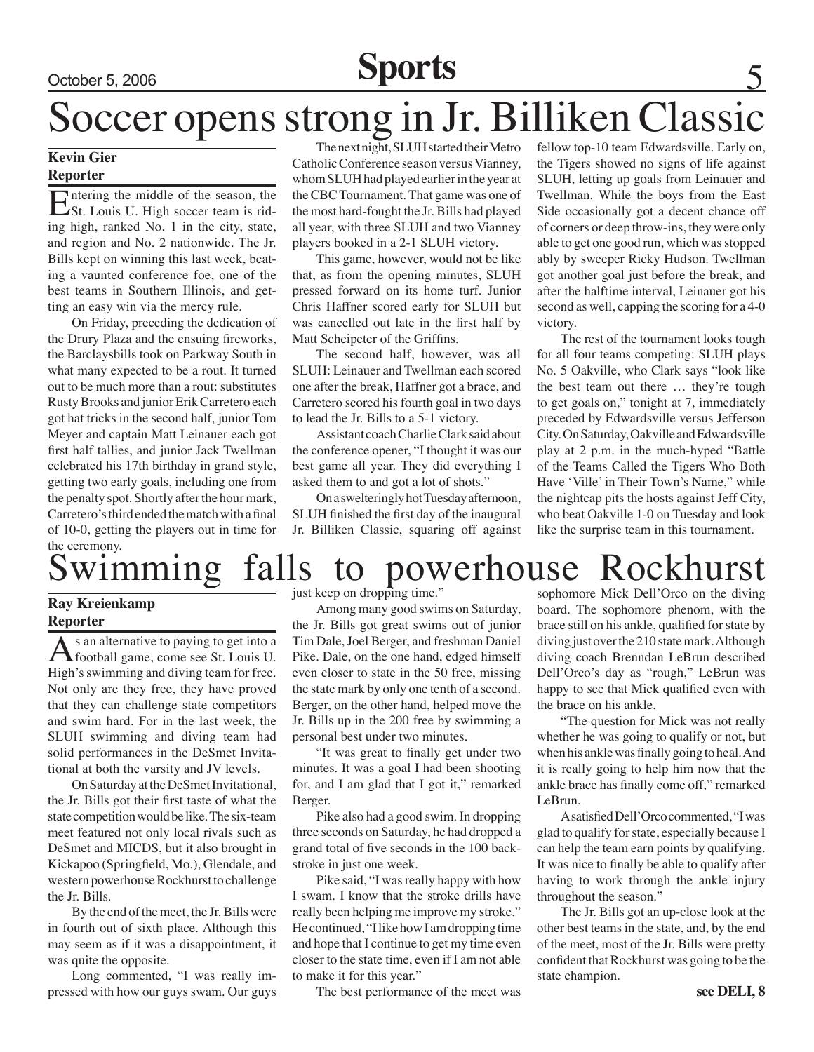# Soccer opens strong in Jr. Billiken Classic

**Kevin Gier**
**Reporter**

Entering the middle of the season, the St. Louis U. High soccer team is riding high, ranked No. 1 in the city, state, and region and No. 2 nationwide. The Jr. Bills kept on winning this last week, beating a vaunted conference foe, one of the best teams in Southern Illinois, and getting an easy win via the mercy rule.

On Friday, preceding the dedication of the Drury Plaza and the ensuing fireworks, the Barclaysbills took on Parkway South in what many expected to be a rout. It turned out to be much more than a rout: substitutes Rusty Brooks and junior Erik Carretero each got hat tricks in the second half, junior Tom Meyer and captain Matt Leinauer each got first half tallies, and junior Jack Twellman celebrated his 17th birthday in grand style, getting two early goals, including one from the penalty spot. Shortly after the hour mark, Carretero's third ended the match with a final of 10-0, getting the players out in time for the ceremony.

The next night, SLUH started their Metro Catholic Conference season versus Vianney, whom SLUH had played earlier in the year at the CBC Tournament. That game was one of the most hard-fought the Jr. Bills had played all year, with three SLUH and two Vianney players booked in a 2-1 SLUH victory.

This game, however, would not be like that, as from the opening minutes, SLUH pressed forward on its home turf. Junior Chris Haffner scored early for SLUH but was cancelled out late in the first half by Matt Scheipeter of the Griffins.

The second half, however, was all SLUH: Leinauer and Twellman each scored one after the break, Haffner got a brace, and Carretero scored his fourth goal in two days to lead the Jr. Bills to a 5-1 victory.

Assistant coach Charlie Clark said about the conference opener, "I thought it was our best game all year. They did everything I asked them to and got a lot of shots."

On a swelteringly hot Tuesday afternoon, SLUH finished the first day of the inaugural Jr. Billiken Classic, squaring off against fellow top-10 team Edwardsville. Early on, the Tigers showed no signs of life against SLUH, letting up goals from Leinauer and Twellman. While the boys from the East Side occasionally got a decent chance off of corners or deep throw-ins, they were only able to get one good run, which was stopped ably by sweeper Ricky Hudson. Twellman got another goal just before the break, and after the halftime interval, Leinauer got his second as well, capping the scoring for a 4-0 victory.

The rest of the tournament looks tough for all four teams competing: SLUH plays No. 5 Oakville, who Clark says "look like the best team out there … they're tough to get goals on," tonight at 7, immediately preceded by Edwardsville versus Jefferson City. On Saturday, Oakville and Edwardsville play at 2 p.m. in the much-hyped "Battle of the Teams Called the Tigers Who Both Have 'Ville' in Their Town's Name," while the nightcap pits the hosts against Jeff City, who beat Oakville 1-0 on Tuesday and look like the surprise team in this tournament.

# Swimming falls to powerhouse Rockhurst

**Ray Kreienkamp**
**Reporter**

As an alternative to paying to get into a football game, come see St. Louis U. High's swimming and diving team for free. Not only are they free, they have proved that they can challenge state competitors and swim hard. For in the last week, the SLUH swimming and diving team had solid performances in the DeSmet Invitational at both the varsity and JV levels.

On Saturday at the DeSmet Invitational, the Jr. Bills got their first taste of what the state competition would be like. The six-team meet featured not only local rivals such as DeSmet and MICDS, but it also brought in Kickapoo (Springfield, Mo.), Glendale, and western powerhouse Rockhurst to challenge the Jr. Bills.

By the end of the meet, the Jr. Bills were in fourth out of sixth place. Although this may seem as if it was a disappointment, it was quite the opposite.

Long commented, "I was really impressed with how our guys swam. Our guys just keep on dropping time."

Among many good swims on Saturday, the Jr. Bills got great swims out of junior Tim Dale, Joel Berger, and freshman Daniel Pike. Dale, on the one hand, edged himself even closer to state in the 50 free, missing the state mark by only one tenth of a second. Berger, on the other hand, helped move the Jr. Bills up in the 200 free by swimming a personal best under two minutes.

"It was great to finally get under two minutes. It was a goal I had been shooting for, and I am glad that I got it," remarked Berger.

Pike also had a good swim. In dropping three seconds on Saturday, he had dropped a grand total of five seconds in the 100 backstroke in just one week.

Pike said, "I was really happy with how I swam. I know that the stroke drills have really been helping me improve my stroke." He continued, "I like how I am dropping time and hope that I continue to get my time even closer to the state time, even if I am not able to make it for this year."

The best performance of the meet was sophomore Mick Dell'Orco on the diving board. The sophomore phenom, with the brace still on his ankle, qualified for state by diving just over the 210 state mark. Although diving coach Brenndan LeBrun described Dell'Orco's day as "rough," LeBrun was happy to see that Mick qualified even with the brace on his ankle.

"The question for Mick was not really whether he was going to qualify or not, but when his ankle was finally going to heal. And it is really going to help him now that the ankle brace has finally come off," remarked LeBrun.

A satisfied Dell'Orco commented, "I was glad to qualify for state, especially because I can help the team earn points by qualifying. It was nice to finally be able to qualify after having to work through the ankle injury throughout the season."

The Jr. Bills got an up-close look at the other best teams in the state, and, by the end of the meet, most of the Jr. Bills were pretty confident that Rockhurst was going to be the state champion.

**see DELI, 8**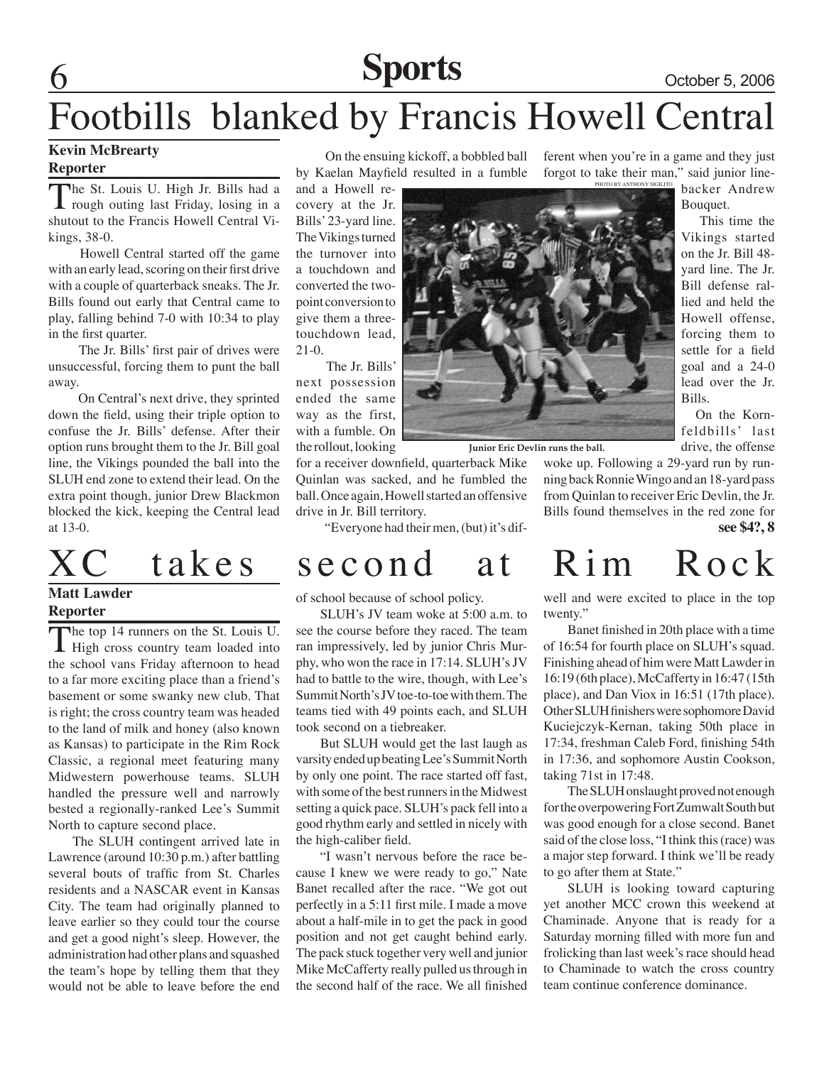# Footbills blanked by Francis Howell Central

**Kevin McBrearty**
**Reporter**

The St. Louis U. High Jr. Bills had a rough outing last Friday, losing in a shutout to the Francis Howell Central Vikings, 38-0.

Howell Central started off the game with an early lead, scoring on their first drive with a couple of quarterback sneaks. The Jr. Bills found out early that Central came to play, falling behind 7-0 with 10:34 to play in the first quarter.

The Jr. Bills' first pair of drives were unsuccessful, forcing them to punt the ball away.

On Central's next drive, they sprinted down the field, using their triple option to confuse the Jr. Bills' defense. After their option runs brought them to the Jr. Bill goal line, the Vikings pounded the ball into the SLUH end zone to extend their lead. On the extra point though, junior Drew Blackmon blocked the kick, keeping the Central lead at 13-0.

On the ensuing kickoff, a bobbled ball by Kaelan Mayfield resulted in a fumble and a Howell recovery at the Jr. Bills' 23-yard line. The Vikings turned the turnover into a touchdown and converted the two-point conversion to give them a three-touchdown lead, 21-0.

The Jr. Bills' next possession ended the same way as the first, with a fumble. On the rollout, looking for a receiver downfield, quarterback Mike Quinlan was sacked, and he fumbled the ball. Once again, Howell started an offensive drive in Jr. Bill territory.

PHOTO BY ANTHONY SIGILITO

Junior Eric Devlin runs the ball.

"Everyone had their men, (but) it's different when you're in a game and they just forgot to take their man," said junior linebacker Andrew Bouquet.

This time the Vikings started on the Jr. Bill 48-yard line. The Jr. Bill defense rallied and held the Howell offense, forcing them to settle for a field goal and a 24-0 lead over the Jr. Bills.

On the Kornfeldbills' last drive, the offense woke up. Following a 29-yard run by running back Ronnie Wingo and an 18-yard pass from Quinlan to receiver Eric Devlin, the Jr. Bills found themselves in the red zone for

**see $4?, 8**

# XC takes second at Rim Rock

**Matt Lawder**
**Reporter**

The top 14 runners on the St. Louis U. High cross country team loaded into the school vans Friday afternoon to head to a far more exciting place than a friend's basement or some swanky new club. That is right; the cross country team was headed to the land of milk and honey (also known as Kansas) to participate in the Rim Rock Classic, a regional meet featuring many Midwestern powerhouse teams. SLUH handled the pressure well and narrowly bested a regionally-ranked Lee's Summit North to capture second place.

The SLUH contingent arrived late in Lawrence (around 10:30 p.m.) after battling several bouts of traffic from St. Charles residents and a NASCAR event in Kansas City. The team had originally planned to leave earlier so they could tour the course and get a good night's sleep. However, the administration had other plans and squashed the team's hope by telling them that they would not be able to leave before the end of school because of school policy.

SLUH's JV team woke at 5:00 a.m. to see the course before they raced. The team ran impressively, led by junior Chris Murphy, who won the race in 17:14. SLUH's JV had to battle to the wire, though, with Lee's Summit North's JV toe-to-toe with them. The teams tied with 49 points each, and SLUH took second on a tiebreaker.

But SLUH would get the last laugh as varsity ended up beating Lee's Summit North by only one point. The race started off fast, with some of the best runners in the Midwest setting a quick pace. SLUH's pack fell into a good rhythm early and settled in nicely with the high-caliber field.

"I wasn't nervous before the race because I knew we were ready to go," Nate Banet recalled after the race. "We got out perfectly in a 5:11 first mile. I made a move about a half-mile in to get the pack in good position and not get caught behind early. The pack stuck together very well and junior Mike McCafferty really pulled us through in the second half of the race. We all finished well and were excited to place in the top twenty."

Banet finished in 20th place with a time of 16:54 for fourth place on SLUH's squad. Finishing ahead of him were Matt Lawder in 16:19 (6th place), McCafferty in 16:47 (15th place), and Dan Viox in 16:51 (17th place). Other SLUH finishers were sophomore David Kuciejczyk-Kernan, taking 50th place in 17:34, freshman Caleb Ford, finishing 54th in 17:36, and sophomore Austin Cookson, taking 71st in 17:48.

The SLUH onslaught proved not enough for the overpowering Fort Zumwalt South but was good enough for a close second. Banet said of the close loss, "I think this (race) was a major step forward. I think we'll be ready to go after them at State."

SLUH is looking toward capturing yet another MCC crown this weekend at Chaminade. Anyone that is ready for a Saturday morning filled with more fun and frolicking than last week's race should head to Chaminade to watch the cross country team continue conference dominance.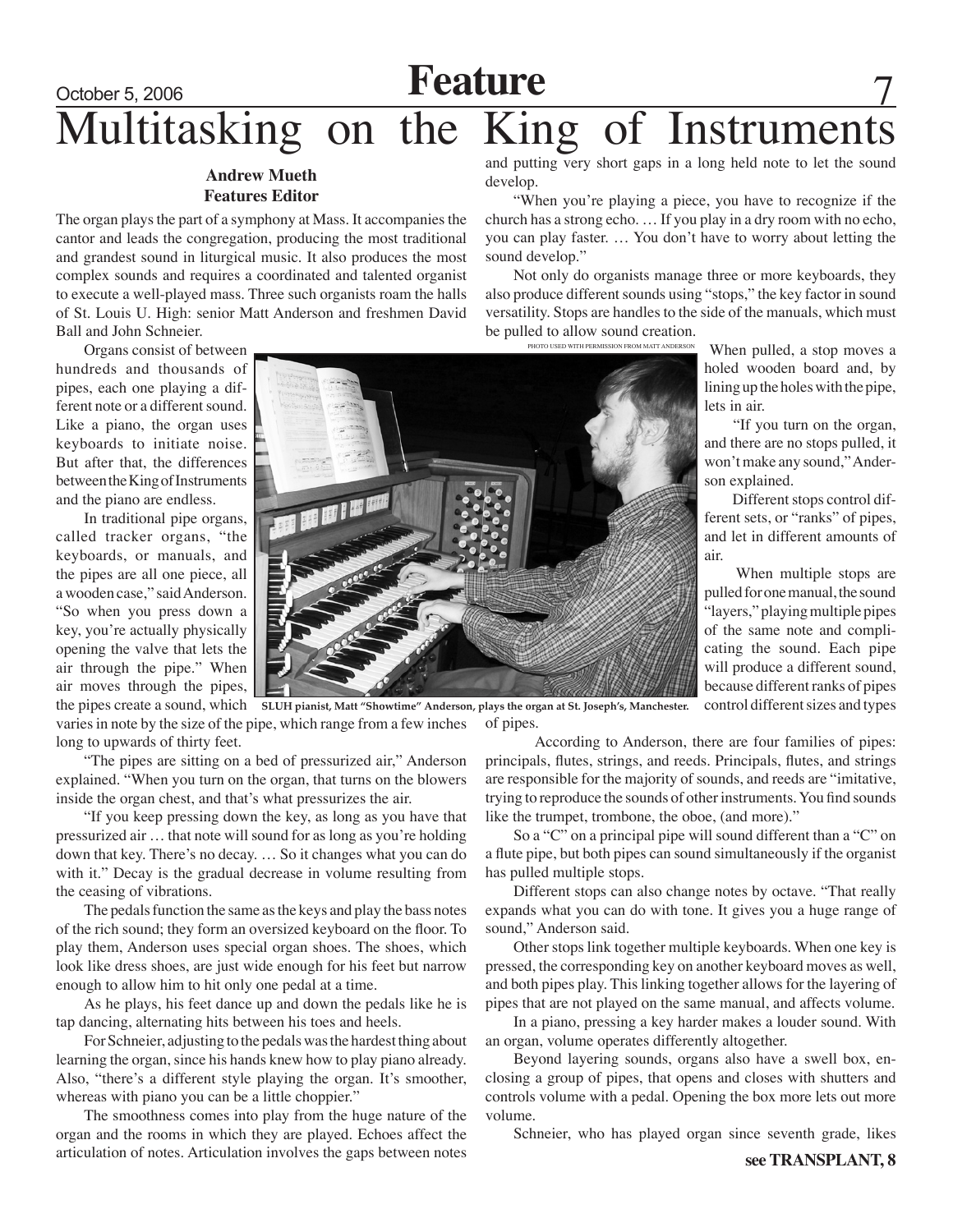# Multitasking on the King of Instruments

**Andrew Mueth**
**Features Editor**

The organ plays the part of a symphony at Mass. It accompanies the cantor and leads the congregation, producing the most traditional and grandest sound in liturgical music. It also produces the most complex sounds and requires a coordinated and talented organist to execute a well-played mass. Three such organists roam the halls of St. Louis U. High: senior Matt Anderson and freshmen David Ball and John Schneier.

Organs consist of between hundreds and thousands of pipes, each one playing a different note or a different sound. Like a piano, the organ uses keyboards to initiate noise. But after that, the differences between the King of Instruments and the piano are endless.

In traditional pipe organs, called tracker organs, "the keyboards, or manuals, and the pipes are all one piece, all a wooden case," said Anderson. "So when you press down a key, you're actually physically opening the valve that lets the air through the pipe." When air moves through the pipes, the pipes create a sound, which varies in note by the size of the pipe, which range from a few inches long to upwards of thirty feet.

PHOTO USED WITH PERMISSION FROM MATT ANDERSON

**SLUH pianist, Matt "Showtime" Anderson, plays the organ at St. Joseph's, Manchester.**

"The pipes are sitting on a bed of pressurized air," Anderson explained. "When you turn on the organ, that turns on the blowers inside the organ chest, and that's what pressurizes the air.

"If you keep pressing down the key, as long as you have that pressurized air … that note will sound for as long as you're holding down that key. There's no decay. … So it changes what you can do with it." Decay is the gradual decrease in volume resulting from the ceasing of vibrations.

The pedals function the same as the keys and play the bass notes of the rich sound; they form an oversized keyboard on the floor. To play them, Anderson uses special organ shoes. The shoes, which look like dress shoes, are just wide enough for his feet but narrow enough to allow him to hit only one pedal at a time.

As he plays, his feet dance up and down the pedals like he is tap dancing, alternating hits between his toes and heels.

For Schneier, adjusting to the pedals was the hardest thing about learning the organ, since his hands knew how to play piano already. Also, "there's a different style playing the organ. It's smoother, whereas with piano you can be a little choppier."

The smoothness comes into play from the huge nature of the organ and the rooms in which they are played. Echoes affect the articulation of notes. Articulation involves the gaps between notes and putting very short gaps in a long held note to let the sound develop.

"When you're playing a piece, you have to recognize if the church has a strong echo. … If you play in a dry room with no echo, you can play faster. … You don't have to worry about letting the sound develop."

Not only do organists manage three or more keyboards, they also produce different sounds using "stops," the key factor in sound versatility. Stops are handles to the side of the manuals, which must be pulled to allow sound creation.

When pulled, a stop moves a holed wooden board and, by lining up the holes with the pipe, lets in air.

"If you turn on the organ, and there are no stops pulled, it won't make any sound," Anderson explained.

Different stops control different sets, or "ranks" of pipes, and let in different amounts of air.

When multiple stops are pulled for one manual, the sound "layers," playing multiple pipes of the same note and complicating the sound. Each pipe will produce a different sound, because different ranks of pipes control different sizes and types of pipes.

According to Anderson, there are four families of pipes: principals, flutes, strings, and reeds. Principals, flutes, and strings are responsible for the majority of sounds, and reeds are "imitative, trying to reproduce the sounds of other instruments. You find sounds like the trumpet, trombone, the oboe, (and more)."

So a "C" on a principal pipe will sound different than a "C" on a flute pipe, but both pipes can sound simultaneously if the organist has pulled multiple stops.

Different stops can also change notes by octave. "That really expands what you can do with tone. It gives you a huge range of sound," Anderson said.

Other stops link together multiple keyboards. When one key is pressed, the corresponding key on another keyboard moves as well, and both pipes play. This linking together allows for the layering of pipes that are not played on the same manual, and affects volume.

In a piano, pressing a key harder makes a louder sound. With an organ, volume operates differently altogether.

Beyond layering sounds, organs also have a swell box, enclosing a group of pipes, that opens and closes with shutters and controls volume with a pedal. Opening the box more lets out more volume.

Schneier, who has played organ since seventh grade, likes

**see TRANSPLANT, 8**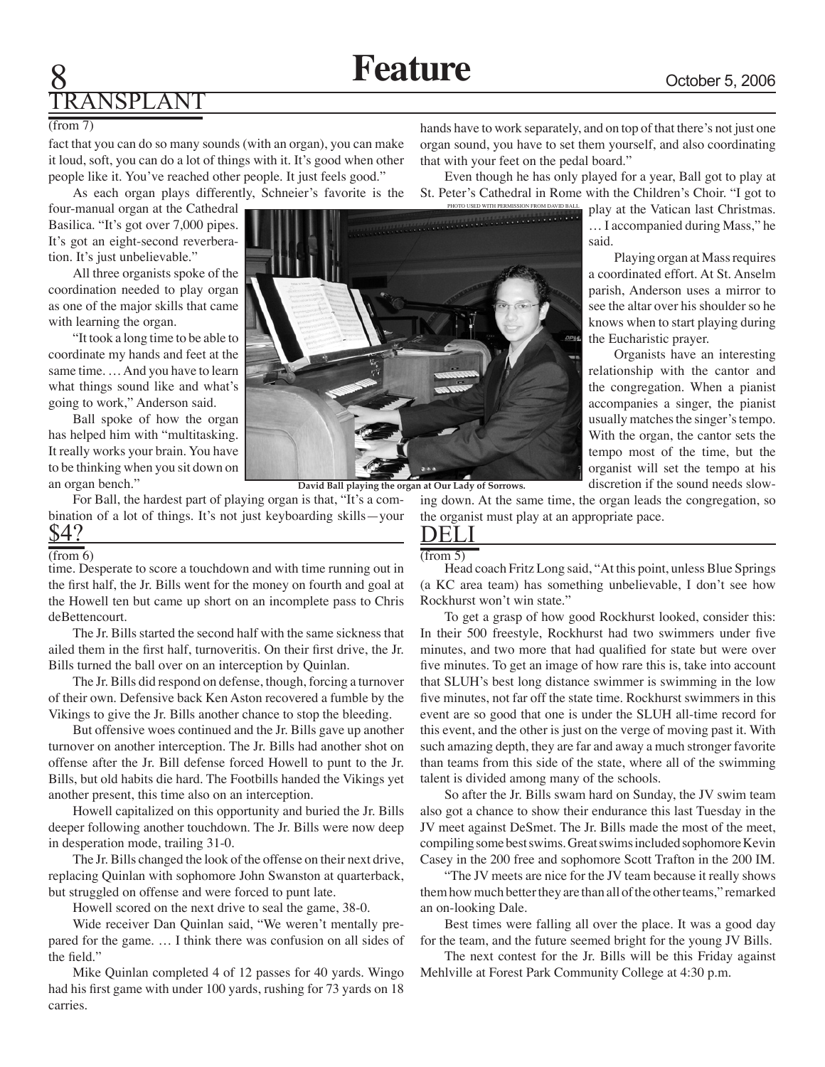## TRANSPLANT

(from 7)

fact that you can do so many sounds (with an organ), you can make it loud, soft, you can do a lot of things with it. It's good when other people like it. You've reached other people. It just feels good."

As each organ plays differently, Schneier's favorite is the four-manual organ at the Cathedral Basilica. "It's got over 7,000 pipes. It's got an eight-second reverberation. It's just unbelievable."

All three organists spoke of the coordination needed to play organ as one of the major skills that came with learning the organ.

"It took a long time to be able to coordinate my hands and feet at the same time. … And you have to learn what things sound like and what's going to work," Anderson said.

Ball spoke of how the organ has helped him with "multitasking. It really works your brain. You have to be thinking when you sit down on an organ bench."

For Ball, the hardest part of playing organ is that, "It's a combination of a lot of things. It's not just keyboarding skills—your hands have to work separately, and on top of that there's not just one organ sound, you have to set them yourself, and also coordinating that with your feet on the pedal board."

Even though he has only played for a year, Ball got to play at St. Peter's Cathedral in Rome with the Children's Choir. "I got to play at the Vatican last Christmas. … I accompanied during Mass," he said.

PHOTO USED WITH PERMISSION FROM DAVID BALL

**David Ball playing the organ at Our Lady of Sorrows.**

Playing organ at Mass requires a coordinated effort. At St. Anselm parish, Anderson uses a mirror to see the altar over his shoulder so he knows when to start playing during the Eucharistic prayer.

Organists have an interesting relationship with the cantor and the congregation. When a pianist accompanies a singer, the pianist usually matches the singer's tempo. With the organ, the cantor sets the tempo most of the time, but the organist will set the tempo at his discretion if the sound needs slowing down. At the same time, the organ leads the congregation, so the organist must play at an appropriate pace.

## $4?

(from 6)

time. Desperate to score a touchdown and with time running out in the first half, the Jr. Bills went for the money on fourth and goal at the Howell ten but came up short on an incomplete pass to Chris deBettencourt.

The Jr. Bills started the second half with the same sickness that ailed them in the first half, turnoveritis. On their first drive, the Jr. Bills turned the ball over on an interception by Quinlan.

The Jr. Bills did respond on defense, though, forcing a turnover of their own. Defensive back Ken Aston recovered a fumble by the Vikings to give the Jr. Bills another chance to stop the bleeding.

But offensive woes continued and the Jr. Bills gave up another turnover on another interception. The Jr. Bills had another shot on offense after the Jr. Bill defense forced Howell to punt to the Jr. Bills, but old habits die hard. The Footbills handed the Vikings yet another present, this time also on an interception.

Howell capitalized on this opportunity and buried the Jr. Bills deeper following another touchdown. The Jr. Bills were now deep in desperation mode, trailing 31-0.

The Jr. Bills changed the look of the offense on their next drive, replacing Quinlan with sophomore John Swanston at quarterback, but struggled on offense and were forced to punt late.

Howell scored on the next drive to seal the game, 38-0.

Wide receiver Dan Quinlan said, "We weren't mentally prepared for the game. … I think there was confusion on all sides of the field."

Mike Quinlan completed 4 of 12 passes for 40 yards. Wingo had his first game with under 100 yards, rushing for 73 yards on 18 carries.

## DELI

(from 5)

Head coach Fritz Long said, "At this point, unless Blue Springs (a KC area team) has something unbelievable, I don't see how Rockhurst won't win state."

To get a grasp of how good Rockhurst looked, consider this: In their 500 freestyle, Rockhurst had two swimmers under five minutes, and two more that had qualified for state but were over five minutes. To get an image of how rare this is, take into account that SLUH's best long distance swimmer is swimming in the low five minutes, not far off the state time. Rockhurst swimmers in this event are so good that one is under the SLUH all-time record for this event, and the other is just on the verge of moving past it. With such amazing depth, they are far and away a much stronger favorite than teams from this side of the state, where all of the swimming talent is divided among many of the schools.

So after the Jr. Bills swam hard on Sunday, the JV swim team also got a chance to show their endurance this last Tuesday in the JV meet against DeSmet. The Jr. Bills made the most of the meet, compiling some best swims. Great swims included sophomore Kevin Casey in the 200 free and sophomore Scott Trafton in the 200 IM.

"The JV meets are nice for the JV team because it really shows them how much better they are than all of the other teams," remarked an on-looking Dale.

Best times were falling all over the place. It was a good day for the team, and the future seemed bright for the young JV Bills.

The next contest for the Jr. Bills will be this Friday against Mehlville at Forest Park Community College at 4:30 p.m.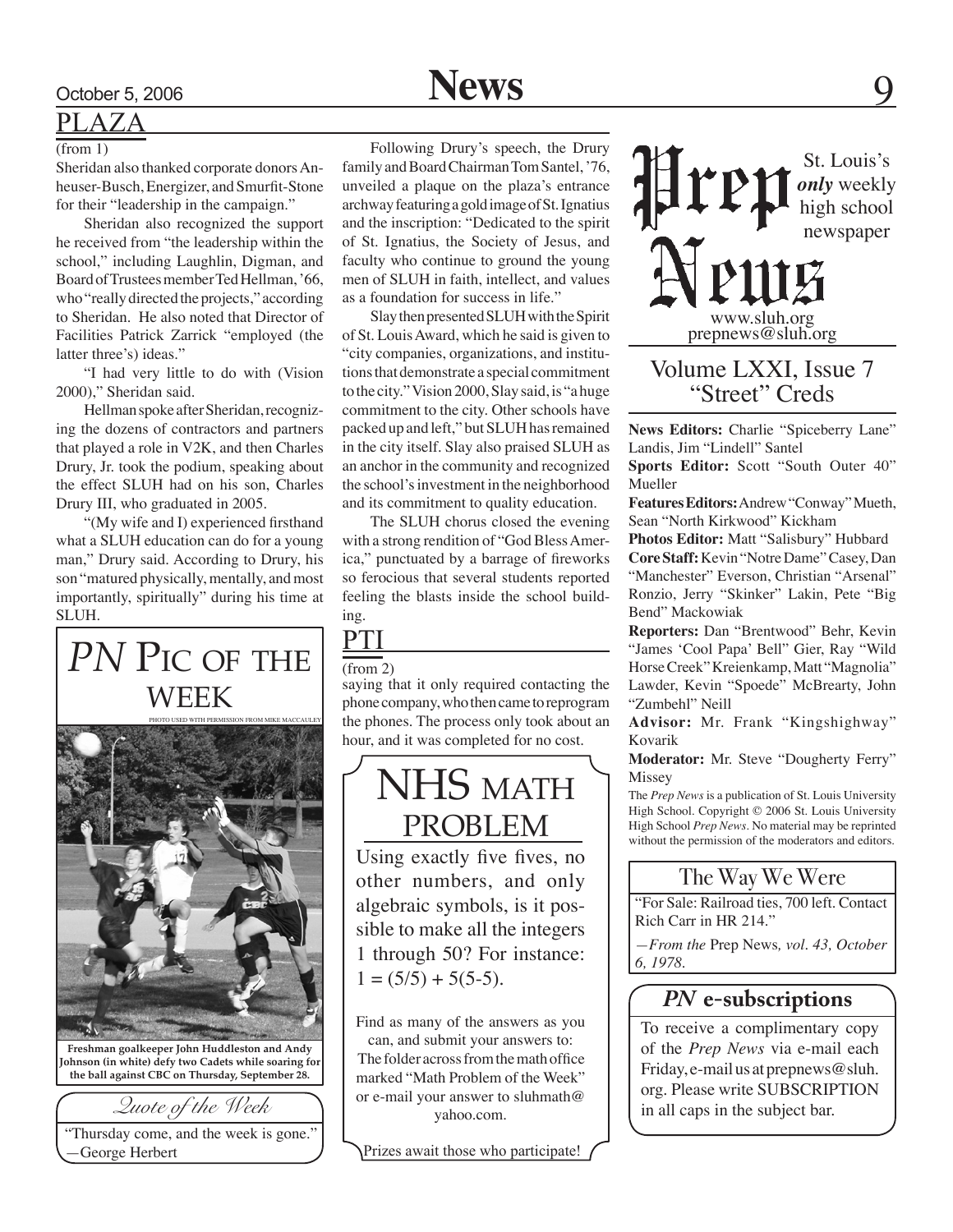## PLAZA

(from 1)

Sheridan also thanked corporate donors Anheuser-Busch, Energizer, and Smurfit-Stone for their "leadership in the campaign."

Sheridan also recognized the support he received from "the leadership within the school," including Laughlin, Digman, and Board of Trustees member Ted Hellman, '66, who "really directed the projects," according to Sheridan. He also noted that Director of Facilities Patrick Zarrick "employed (the latter three's) ideas."

"I had very little to do with (Vision 2000)," Sheridan said.

Hellman spoke after Sheridan, recognizing the dozens of contractors and partners that played a role in V2K, and then Charles Drury, Jr. took the podium, speaking about the effect SLUH had on his son, Charles Drury III, who graduated in 2005.

"(My wife and I) experienced firsthand what a SLUH education can do for a young man," Drury said. According to Drury, his son "matured physically, mentally, and most importantly, spiritually" during his time at SLUH.

Following Drury's speech, the Drury family and Board Chairman Tom Santel, '76, unveiled a plaque on the plaza's entrance archway featuring a gold image of St. Ignatius and the inscription: "Dedicated to the spirit of St. Ignatius, the Society of Jesus, and faculty who continue to ground the young men of SLUH in faith, intellect, and values as a foundation for success in life."

Slay then presented SLUH with the Spirit of St. Louis Award, which he said is given to "city companies, organizations, and institutions that demonstrate a special commitment to the city." Vision 2000, Slay said, is "a huge commitment to the city. Other schools have packed up and left," but SLUH has remained in the city itself. Slay also praised SLUH as an anchor in the community and recognized the school's investment in the neighborhood and its commitment to quality education.

The SLUH chorus closed the evening with a strong rendition of "God Bless America," punctuated by a barrage of fireworks so ferocious that several students reported feeling the blasts inside the school building.

## PTI

(from 2)

saying that it only required contacting the phone company, who then came to reprogram the phones. The process only took about an hour, and it was completed for no cost.

## *PN* Pic of the Week

PHOTO USED WITH PERMISSION FROM MIKE MACCAULEY

**Freshman goalkeeper John Huddleston and Andy Johnson (in white) defy two Cadets while soaring for the ball against CBC on Thursday, September 28.**

## Quote of the Week

"Thursday come, and the week is gone."
—George Herbert

## NHS Math Problem

Using exactly five fives, no other numbers, and only algebraic symbols, is it possible to make all the integers 1 through 50? For instance: $1 = (5/5) + 5(5-5)$.

Find as many of the answers as you can, and submit your answers to: The folder across from the math office marked "Math Problem of the Week" or e-mail your answer to sluhmath@yahoo.com.

Prizes await those who participate!

# Prep News

St. Louis's ***only*** weekly high school newspaper

www.sluh.org
prepnews@sluh.org

### Volume LXXI, Issue 7
### "Street" Creds

**News Editors:** Charlie "Spiceberry Lane" Landis, Jim "Lindell" Santel

**Sports Editor:** Scott "South Outer 40" Mueller

**Features Editors:** Andrew "Conway" Mueth, Sean "North Kirkwood" Kickham

**Photos Editor:** Matt "Salisbury" Hubbard

**Core Staff:** Kevin "Notre Dame" Casey, Dan "Manchester" Everson, Christian "Arsenal" Ronzio, Jerry "Skinker" Lakin, Pete "Big Bend" Mackowiak

**Reporters:** Dan "Brentwood" Behr, Kevin "James 'Cool Papa' Bell" Gier, Ray "Wild Horse Creek" Kreienkamp, Matt "Magnolia" Lawder, Kevin "Spoede" McBrearty, John "Zumbehl" Neill

**Advisor:** Mr. Frank "Kingshighway" Kovarik

**Moderator:** Mr. Steve "Dougherty Ferry" Missey

The *Prep News* is a publication of St. Louis University High School. Copyright © 2006 St. Louis University High School *Prep News*. No material may be reprinted without the permission of the moderators and editors.

## The Way We Were

"For Sale: Railroad ties, 700 left. Contact Rich Carr in HR 214."

*—From the* Prep News*, vol. 43, October 6, 1978.*

## *PN* e-subscriptions

To receive a complimentary copy of the *Prep News* via e-mail each Friday, e-mail us at prepnews@sluh.org. Please write SUBSCRIPTION in all caps in the subject bar.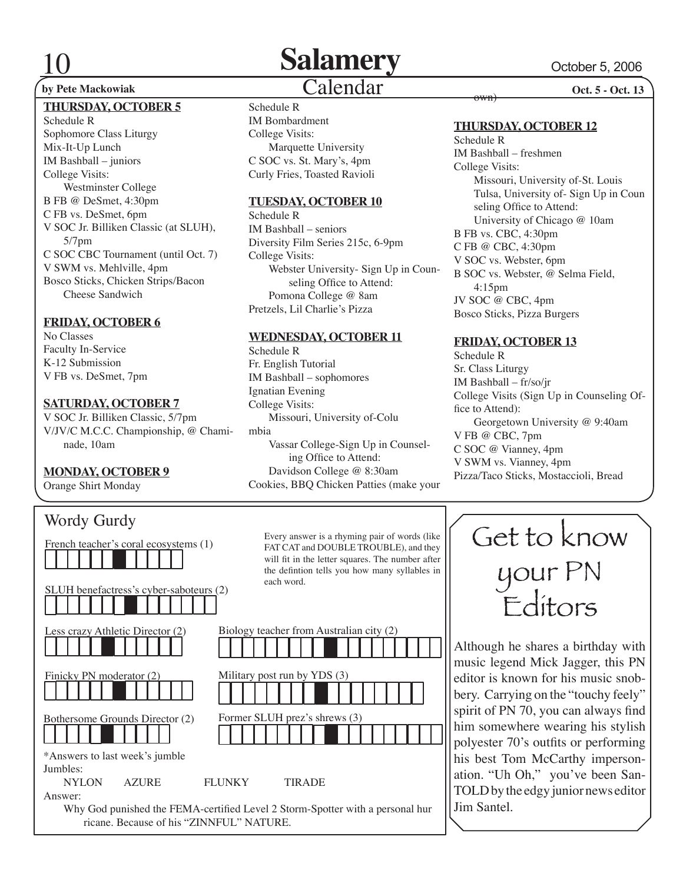# Salamery

## Calendar

**by Pete Mackowiak** — **Oct. 5 - Oct. 13**

**THURSDAY, OCTOBER 5**
Schedule R
Sophomore Class Liturgy
Mix-It-Up Lunch
IM Bashball – juniors
College Visits:
  Westminster College
B FB @ DeSmet, 4:30pm
C FB vs. DeSmet, 6pm
V SOC Jr. Billiken Classic (at SLUH), 5/7pm
C SOC CBC Tournament (until Oct. 7)
V SWM vs. Mehlville, 4pm
Bosco Sticks, Chicken Strips/Bacon Cheese Sandwich

**FRIDAY, OCTOBER 6**
No Classes
Faculty In-Service
K-12 Submission
V FB vs. DeSmet, 7pm

**SATURDAY, OCTOBER 7**
V SOC Jr. Billiken Classic, 5/7pm
V/JV/C M.C.C. Championship, @ Chaminade, 10am

**MONDAY, OCTOBER 9**
Orange Shirt Monday
Schedule R
IM Bombardment
College Visits:
  Marquette University
C SOC vs. St. Mary's, 4pm
Curly Fries, Toasted Ravioli

**TUESDAY, OCTOBER 10**
Schedule R
IM Bashball – seniors
Diversity Film Series 215c, 6-9pm
College Visits:
  Webster University- Sign Up in Counseling Office to Attend:
  Pomona College @ 8am
Pretzels, Lil Charlie's Pizza

**WEDNESDAY, OCTOBER 11**
Schedule R
Fr. English Tutorial
IM Bashball – sophomores
Ignatian Evening
College Visits:
  Missouri, University of-Columbia
  Vassar College-Sign Up in Counseling Office to Attend:
  Davidson College @ 8:30am
Cookies, BBQ Chicken Patties (make your own)

**THURSDAY, OCTOBER 12**
Schedule R
IM Bashball – freshmen
College Visits:
  Missouri, University of-St. Louis
  Tulsa, University of- Sign Up in Counseling Office to Attend:
  University of Chicago @ 10am
B FB vs. CBC, 4:30pm
C FB @ CBC, 4:30pm
V SOC vs. Webster, 6pm
B SOC vs. Webster, @ Selma Field, 4:15pm
JV SOC @ CBC, 4pm
Bosco Sticks, Pizza Burgers

**FRIDAY, OCTOBER 13**
Schedule R
Sr. Class Liturgy
IM Bashball – fr/so/jr
College Visits (Sign Up in Counseling Office to Attend):
  Georgetown University @ 9:40am
V FB @ CBC, 7pm
C SOC @ Vianney, 4pm
V SWM vs. Vianney, 4pm
Pizza/Taco Sticks, Mostaccioli, Bread

## Wordy Gurdy

Every answer is a rhyming pair of words (like FAT CAT and DOUBLE TROUBLE), and they will fit in the letter squares. The number after the defintion tells you how many syllables in each word.

French teacher's coral ecosystems (1)

SLUH benefactress's cyber-saboteurs (2)

Less crazy Athletic Director (2)

Biology teacher from Australian city (2)

Finicky PN moderator (2)

Military post run by YDS (3)

Bothersome Grounds Director (2)

Former SLUH prez's shrews (3)

*Answers to last week's jumble
Jumbles:
NYLON AZURE FLUNKY TIRADE
Answer:
Why God punished the FEMA-certified Level 2 Storm-Spotter with a personal hurricane. Because of his "ZINNFUL" NATURE.

## Get to know your PN Editors

Although he shares a birthday with music legend Mick Jagger, this PN editor is known for his music snobbery. Carrying on the "touchy feely" spirit of PN 70, you can always find him somewhere wearing his stylish polyester 70's outfits or performing his best Tom McCarthy impersonation. "Uh Oh," you've been SanTOLD by the edgy junior news editor Jim Santel.